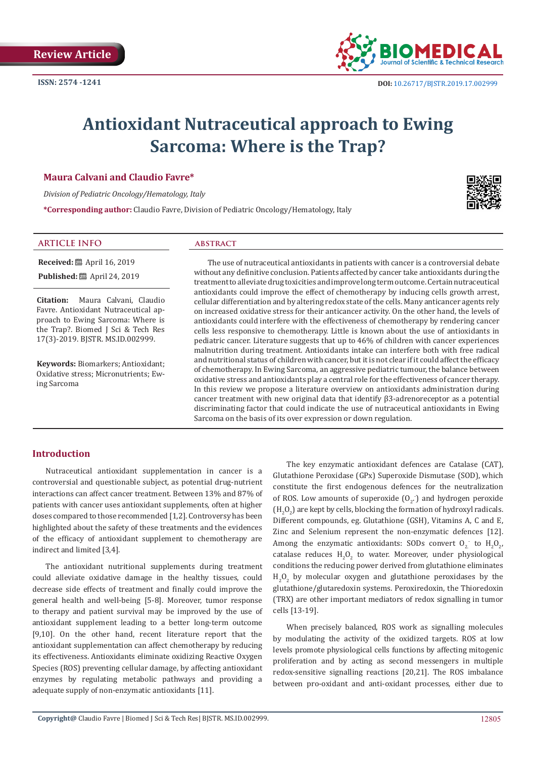Review Article

ISSN: 2574 -1241

DOI: 10.26717/BJSTR.2019.17.002999

# Antioxidant Nutraceutical approach to Ewing Sarcoma: Where is the Trap?

**Maura Calvani and Claudio Favre***

*Division of Pediatric Oncology/Hematology, Italy*

***Corresponding author:** Claudio Favre, Division of Pediatric Oncology/Hematology, Italy

## ARTICLE INFO

**Received:** April 16, 2019

**Published:** April 24, 2019

**Citation:** Maura Calvani, Claudio Favre. Antioxidant Nutraceutical approach to Ewing Sarcoma: Where is the Trap?. Biomed J Sci & Tech Res 17(3)-2019. BJSTR. MS.ID.002999.

**Keywords:** Biomarkers; Antioxidant; Oxidative stress; Micronutrients; Ewing Sarcoma

## ABSTRACT

The use of nutraceutical antioxidants in patients with cancer is a controversial debate without any definitive conclusion. Patients affected by cancer take antioxidants during the treatment to alleviate drug toxicities and improve long term outcome. Certain nutraceutical antioxidants could improve the effect of chemotherapy by inducing cells growth arrest, cellular differentiation and by altering redox state of the cells. Many anticancer agents rely on increased oxidative stress for their anticancer activity. On the other hand, the levels of antioxidants could interfere with the effectiveness of chemotherapy by rendering cancer cells less responsive to chemotherapy. Little is known about the use of antioxidants in pediatric cancer. Literature suggests that up to 46% of children with cancer experiences malnutrition during treatment. Antioxidants intake can interfere both with free radical and nutritional status of children with cancer, but it is not clear if it could affect the efficacy of chemotherapy. In Ewing Sarcoma, an aggressive pediatric tumour, the balance between oxidative stress and antioxidants play a central role for the effectiveness of cancer therapy. In this review we propose a literature overview on antioxidants administration during cancer treatment with new original data that identify β3-adrenoreceptor as a potential discriminating factor that could indicate the use of nutraceutical antioxidants in Ewing Sarcoma on the basis of its over expression or down regulation.

## Introduction

Nutraceutical antioxidant supplementation in cancer is a controversial and questionable subject, as potential drug-nutrient interactions can affect cancer treatment. Between 13% and 87% of patients with cancer uses antioxidant supplements, often at higher doses compared to those recommended [1,2]. Controversy has been highlighted about the safety of these treatments and the evidences of the efficacy of antioxidant supplement to chemotherapy are indirect and limited [3,4].

The antioxidant nutritional supplements during treatment could alleviate oxidative damage in the healthy tissues, could decrease side effects of treatment and finally could improve the general health and well-being [5-8]. Moreover, tumor response to therapy and patient survival may be improved by the use of antioxidant supplement leading to a better long-term outcome [9,10]. On the other hand, recent literature report that the antioxidant supplementation can affect chemotherapy by reducing its effectiveness. Antioxidants eliminate oxidizing Reactive Oxygen Species (ROS) preventing cellular damage, by affecting antioxidant enzymes by regulating metabolic pathways and providing a adequate supply of non-enzymatic antioxidants [11].

The key enzymatic antioxidant defences are Catalase (CAT), Glutathione Peroxidase (GPx) Superoxide Dismutase (SOD), which constitute the first endogenous defences for the neutralization of ROS. Low amounts of superoxide ($O_2^{.-}$) and hydrogen peroxide ($H_2O_2$) are kept by cells, blocking the formation of hydroxyl radicals. Different compounds, eg. Glutathione (GSH), Vitamins A, C and E, Zinc and Selenium represent the non-enzymatic defences [12]. Among the enzymatic antioxidants: SODs convert $O_2^-$ to $H_2O_2$, catalase reduces $H_2O_2$ to water. Moreover, under physiological conditions the reducing power derived from glutathione eliminates $H_2O_2$ by molecular oxygen and glutathione peroxidases by the glutathione/glutaredoxin systems. Peroxiredoxin, the Thioredoxin (TRX) are other important mediators of redox signalling in tumor cells [13-19].

When precisely balanced, ROS work as signalling molecules by modulating the activity of the oxidized targets. ROS at low levels promote physiological cells functions by affecting mitogenic proliferation and by acting as second messengers in multiple redox-sensitive signalling reactions [20,21]. The ROS imbalance between pro-oxidant and anti-oxidant processes, either due to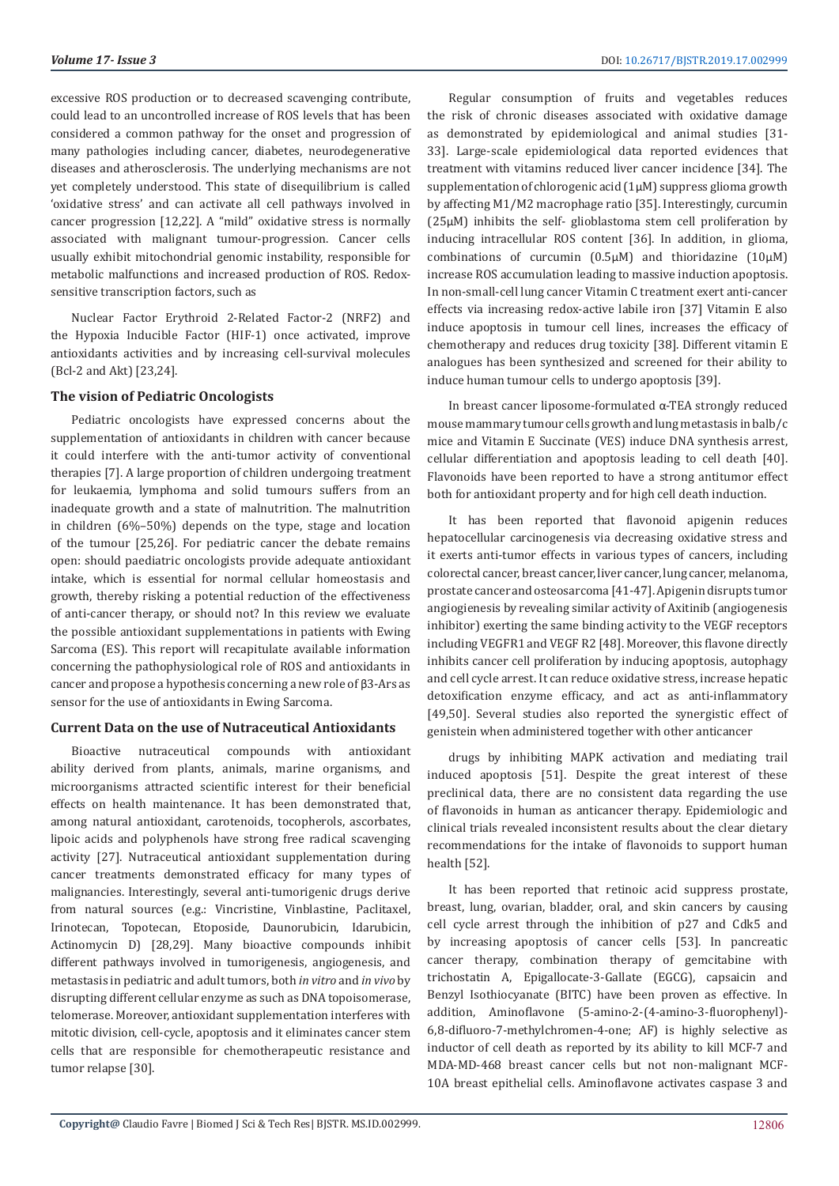excessive ROS production or to decreased scavenging contribute, could lead to an uncontrolled increase of ROS levels that has been considered a common pathway for the onset and progression of many pathologies including cancer, diabetes, neurodegenerative diseases and atherosclerosis. The underlying mechanisms are not yet completely understood. This state of disequilibrium is called 'oxidative stress' and can activate all cell pathways involved in cancer progression [12,22]. A "mild" oxidative stress is normally associated with malignant tumour-progression. Cancer cells usually exhibit mitochondrial genomic instability, responsible for metabolic malfunctions and increased production of ROS. Redox-sensitive transcription factors, such as

Nuclear Factor Erythroid 2-Related Factor-2 (NRF2) and the Hypoxia Inducible Factor (HIF-1) once activated, improve antioxidants activities and by increasing cell-survival molecules (Bcl-2 and Akt) [23,24].

### The vision of Pediatric Oncologists

Pediatric oncologists have expressed concerns about the supplementation of antioxidants in children with cancer because it could interfere with the anti-tumor activity of conventional therapies [7]. A large proportion of children undergoing treatment for leukaemia, lymphoma and solid tumours suffers from an inadequate growth and a state of malnutrition. The malnutrition in children (6%–50%) depends on the type, stage and location of the tumour [25,26]. For pediatric cancer the debate remains open: should paediatric oncologists provide adequate antioxidant intake, which is essential for normal cellular homeostasis and growth, thereby risking a potential reduction of the effectiveness of anti-cancer therapy, or should not? In this review we evaluate the possible antioxidant supplementations in patients with Ewing Sarcoma (ES). This report will recapitulate available information concerning the pathophysiological role of ROS and antioxidants in cancer and propose a hypothesis concerning a new role of β3-Ars as sensor for the use of antioxidants in Ewing Sarcoma.

### Current Data on the use of Nutraceutical Antioxidants

Bioactive nutraceutical compounds with antioxidant ability derived from plants, animals, marine organisms, and microorganisms attracted scientific interest for their beneficial effects on health maintenance. It has been demonstrated that, among natural antioxidant, carotenoids, tocopherols, ascorbates, lipoic acids and polyphenols have strong free radical scavenging activity [27]. Nutraceutical antioxidant supplementation during cancer treatments demonstrated efficacy for many types of malignancies. Interestingly, several anti-tumorigenic drugs derive from natural sources (e.g.: Vincristine, Vinblastine, Paclitaxel, Irinotecan, Topotecan, Etoposide, Daunorubicin, Idarubicin, Actinomycin D) [28,29]. Many bioactive compounds inhibit different pathways involved in tumorigenesis, angiogenesis, and metastasis in pediatric and adult tumors, both *in vitro* and *in vivo* by disrupting different cellular enzyme as such as DNA topoisomerase, telomerase. Moreover, antioxidant supplementation interferes with mitotic division, cell-cycle, apoptosis and it eliminates cancer stem cells that are responsible for chemotherapeutic resistance and tumor relapse [30].

Regular consumption of fruits and vegetables reduces the risk of chronic diseases associated with oxidative damage as demonstrated by epidemiological and animal studies [31-33]. Large-scale epidemiological data reported evidences that treatment with vitamins reduced liver cancer incidence [34]. The supplementation of chlorogenic acid (1μM) suppress glioma growth by affecting M1/M2 macrophage ratio [35]. Interestingly, curcumin (25μM) inhibits the self- glioblastoma stem cell proliferation by inducing intracellular ROS content [36]. In addition, in glioma, combinations of curcumin (0.5μM) and thioridazine (10μM) increase ROS accumulation leading to massive induction apoptosis. In non-small-cell lung cancer Vitamin C treatment exert anti-cancer effects via increasing redox-active labile iron [37] Vitamin E also induce apoptosis in tumour cell lines, increases the efficacy of chemotherapy and reduces drug toxicity [38]. Different vitamin E analogues has been synthesized and screened for their ability to induce human tumour cells to undergo apoptosis [39].

In breast cancer liposome-formulated α-TEA strongly reduced mouse mammary tumour cells growth and lung metastasis in balb/c mice and Vitamin E Succinate (VES) induce DNA synthesis arrest, cellular differentiation and apoptosis leading to cell death [40]. Flavonoids have been reported to have a strong antitumor effect both for antioxidant property and for high cell death induction.

It has been reported that flavonoid apigenin reduces hepatocellular carcinogenesis via decreasing oxidative stress and it exerts anti-tumor effects in various types of cancers, including colorectal cancer, breast cancer, liver cancer, lung cancer, melanoma, prostate cancer and osteosarcoma [41-47]. Apigenin disrupts tumor angiogenesis by revealing similar activity of Axitinib (angiogenesis inhibitor) exerting the same binding activity to the VEGF receptors including VEGFR1 and VEGF R2 [48]. Moreover, this flavone directly inhibits cancer cell proliferation by inducing apoptosis, autophagy and cell cycle arrest. It can reduce oxidative stress, increase hepatic detoxification enzyme efficacy, and act as anti-inflammatory [49,50]. Several studies also reported the synergistic effect of genistein when administered together with other anticancer drugs by inhibiting MAPK activation and mediating trail induced apoptosis [51]. Despite the great interest of these preclinical data, there are no consistent data regarding the use of flavonoids in human as anticancer therapy. Epidemiologic and clinical trials revealed inconsistent results about the clear dietary recommendations for the intake of flavonoids to support human health [52].

It has been reported that retinoic acid suppress prostate, breast, lung, ovarian, bladder, oral, and skin cancers by causing cell cycle arrest through the inhibition of p27 and Cdk5 and by increasing apoptosis of cancer cells [53]. In pancreatic cancer therapy, combination therapy of gemcitabine with trichostatin A, Epigallocate-3-Gallate (EGCG), capsaicin and Benzyl Isothiocyanate (BITC) have been proven as effective. In addition, Aminoflavone (5-amino-2-(4-amino-3-fluorophenyl)-6,8-difluoro-7-methylchromen-4-one; AF) is highly selective as inductor of cell death as reported by its ability to kill MCF-7 and MDA-MD-468 breast cancer cells but not non-malignant MCF-10A breast epithelial cells. Aminoflavone activates caspase 3 and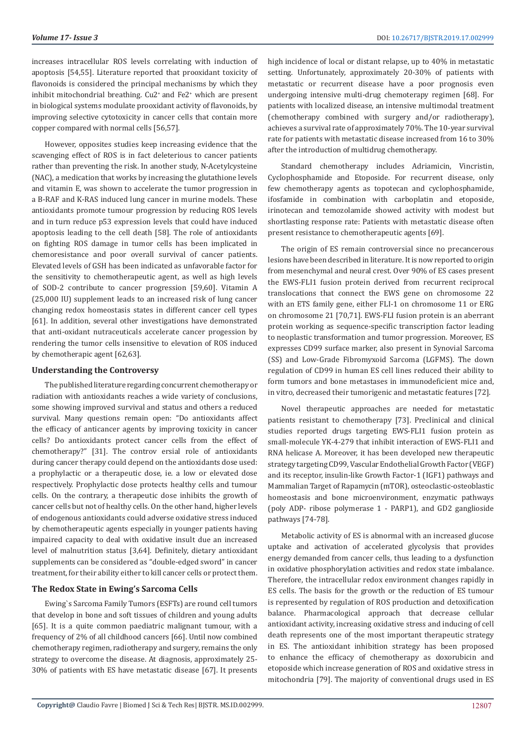increases intracellular ROS levels correlating with induction of apoptosis [54,55]. Literature reported that prooxidant toxicity of flavonoids is considered the principal mechanisms by which they inhibit mitochondrial breathing. $Cu^{2+}$ and $Fe^{2+}$ which are present in biological systems modulate prooxidant activity of flavonoids, by improving selective cytotoxicity in cancer cells that contain more copper compared with normal cells [56,57].

However, opposites studies keep increasing evidence that the scavenging effect of ROS is in fact deleterious to cancer patients rather than preventing the risk. In another study, N-Acetylcysteine (NAC), a medication that works by increasing the glutathione levels and vitamin E, was shown to accelerate the tumor progression in a B-RAF and K-RAS induced lung cancer in murine models. These antioxidants promote tumour progression by reducing ROS levels and in turn reduce p53 expression levels that could have induced apoptosis leading to the cell death [58]. The role of antioxidants on fighting ROS damage in tumor cells has been implicated in chemoresistance and poor overall survival of cancer patients. Elevated levels of GSH has been indicated as unfavorable factor for the sensitivity to chemotherapeutic agent, as well as high levels of SOD-2 contribute to cancer progression [59,60]. Vitamin A (25,000 IU) supplement leads to an increased risk of lung cancer changing redox homeostasis states in different cancer cell types [61]. In addition, several other investigations have demonstrated that anti-oxidant nutraceuticals accelerate cancer progession by rendering the tumor cells insensitive to elevation of ROS induced by chemotherapic agent [62,63].

## Understanding the Controversy

The published literature regarding concurrent chemotherapy or radiation with antioxidants reaches a wide variety of conclusions, some showing improved survival and status and others a reduced survival. Many questions remain open: "Do antioxidants affect the efficacy of anticancer agents by improving toxicity in cancer cells? Do antioxidants protect cancer cells from the effect of chemotherapy?" [31]. The controv ersial role of antioxidants during cancer therapy could depend on the antioxidants dose used: a prophylactic or a therapeutic dose, ie. a low or elevated dose respectively. Prophylactic dose protects healthy cells and tumour cells. On the contrary, a therapeutic dose inhibits the growth of cancer cells but not of healthy cells. On the other hand, higher levels of endogenous antioxidants could adverse oxidative stress induced by chemotherapeutic agents especially in younger patients having impaired capacity to deal with oxidative insult due an increased level of malnutrition status [3,64]. Definitely, dietary antioxidant supplements can be considered as "double-edged sword" in cancer treatment, for their ability either to kill cancer cells or protect them.

## The Redox State in Ewing's Sarcoma Cells

Ewing`s Sarcoma Family Tumors (ESFTs) are round cell tumors that develop in bone and soft tissues of children and young adults [65]. It is a quite common paediatric malignant tumour, with a frequency of 2% of all childhood cancers [66]. Until now combined chemotherapy regimen, radiotherapy and surgery, remains the only strategy to overcome the disease. At diagnosis, approximately 25-30% of patients with ES have metastatic disease [67]. It presents high incidence of local or distant relapse, up to 40% in metastatic setting. Unfortunately, approximately 20-30% of patients with metastatic or recurrent disease have a poor prognosis even undergoing intensive multi-drug chemoterapy regimen [68]. For patients with localized disease, an intensive multimodal treatment (chemotherapy combined with surgery and/or radiotherapy), achieves a survival rate of approximately 70%. The 10-year survival rate for patients with metastatic disease increased from 16 to 30% after the introduction of multidrug chemotherapy.

Standard chemotherapy includes Adriamicin, Vincristin, Cyclophosphamide and Etoposide. For recurrent disease, only few chemotherapy agents as topotecan and cyclophosphamide, ifosfamide in combination with carboplatin and etoposide, irinotecan and temozolamide showed activity with modest but shortlasting response rate: Patients with metastatic disease often present resistance to chemotherapeutic agents [69].

The origin of ES remain controversial since no precancerous lesions have been described in literature. It is now reported to origin from mesenchymal and neural crest. Over 90% of ES cases present the EWS-FLI1 fusion protein derived from recurrent reciprocal translocations that connect the EWS gene on chromosome 22 with an ETS family gene, either FLI-1 on chromosome 11 or ERG on chromosome 21 [70,71]. EWS-FLI fusion protein is an aberrant protein working as sequence-specific transcription factor leading to neoplastic transformation and tumor progression. Moreover, ES expresses CD99 surface marker, also present in Synovial Sarcoma (SS) and Low-Grade Fibromyxoid Sarcoma (LGFMS). The down regulation of CD99 in human ES cell lines reduced their ability to form tumors and bone metastases in immunodeficient mice and, in vitro, decreased their tumorigenic and metastatic features [72].

Novel therapeutic approaches are needed for metastatic patients resistant to chemotherapy [73]. Preclinical and clinical studies reported drugs targeting EWS-FLI1 fusion protein as small-molecule YK-4-279 that inhibit interaction of EWS-FLI1 and RNA helicase A. Moreover, it has been developed new therapeutic strategy targeting CD99, Vascular Endothelial Growth Factor (VEGF) and its receptor, insulin-like Growth Factor-1 (IGF1) pathways and Mammalian Target of Rapamycin (mTOR), osteoclastic-osteoblastic homeostasis and bone microenvironment, enzymatic pathways (poly ADP- ribose polymerase 1 - PARP1), and GD2 ganglioside pathways [74-78].

Metabolic activity of ES is abnormal with an increased glucose uptake and activation of accelerated glycolysis that provides energy demanded from cancer cells, thus leading to a dysfunction in oxidative phosphorylation activities and redox state imbalance. Therefore, the intracellular redox environment changes rapidly in ES cells. The basis for the growth or the reduction of ES tumour is represented by regulation of ROS production and detoxification balance. Pharmacological approach that decrease cellular antioxidant activity, increasing oxidative stress and inducing of cell death represents one of the most important therapeutic strategy in ES. The antioxidant inhibition strategy has been proposed to enhance the efficacy of chemotherapy as doxorubicin and etoposide which increase generation of ROS and oxidative stress in mitochondria [79]. The majority of conventional drugs used in ES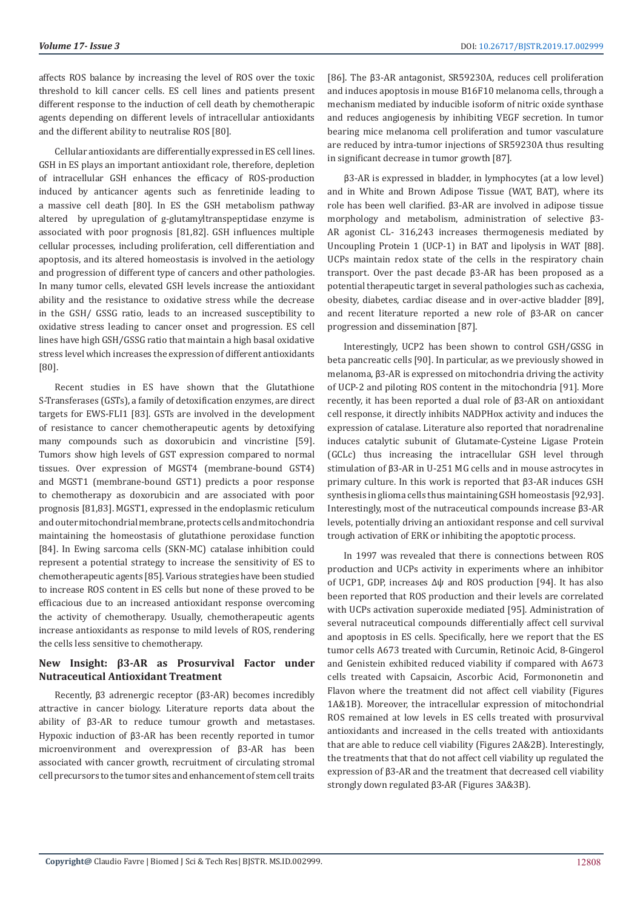affects ROS balance by increasing the level of ROS over the toxic threshold to kill cancer cells. ES cell lines and patients present different response to the induction of cell death by chemotherapic agents depending on different levels of intracellular antioxidants and the different ability to neutralise ROS [80].

Cellular antioxidants are differentially expressed in ES cell lines. GSH in ES plays an important antioxidant role, therefore, depletion of intracellular GSH enhances the efficacy of ROS-production induced by anticancer agents such as fenretinide leading to a massive cell death [80]. In ES the GSH metabolism pathway altered by upregulation of g-glutamyltranspeptidase enzyme is associated with poor prognosis [81,82]. GSH influences multiple cellular processes, including proliferation, cell differentiation and apoptosis, and its altered homeostasis is involved in the aetiology and progression of different type of cancers and other pathologies. In many tumor cells, elevated GSH levels increase the antioxidant ability and the resistance to oxidative stress while the decrease in the GSH/ GSSG ratio, leads to an increased susceptibility to oxidative stress leading to cancer onset and progression. ES cell lines have high GSH/GSSG ratio that maintain a high basal oxidative stress level which increases the expression of different antioxidants [80].

Recent studies in ES have shown that the Glutathione S-Transferases (GSTs), a family of detoxification enzymes, are direct targets for EWS-FLI1 [83]. GSTs are involved in the development of resistance to cancer chemotherapeutic agents by detoxifying many compounds such as doxorubicin and vincristine [59]. Tumors show high levels of GST expression compared to normal tissues. Over expression of MGST4 (membrane-bound GST4) and MGST1 (membrane-bound GST1) predicts a poor response to chemotherapy as doxorubicin and are associated with poor prognosis [81,83]. MGST1, expressed in the endoplasmic reticulum and outer mitochondrial membrane, protects cells and mitochondria maintaining the homeostasis of glutathione peroxidase function [84]. In Ewing sarcoma cells (SKN-MC) catalase inhibition could represent a potential strategy to increase the sensitivity of ES to chemotherapeutic agents [85]. Various strategies have been studied to increase ROS content in ES cells but none of these proved to be efficacious due to an increased antioxidant response overcoming the activity of chemotherapy. Usually, chemotherapeutic agents increase antioxidants as response to mild levels of ROS, rendering the cells less sensitive to chemotherapy.

## New Insight: β3-AR as Prosurvival Factor under Nutraceutical Antioxidant Treatment

Recently, β3 adrenergic receptor (β3-AR) becomes incredibly attractive in cancer biology. Literature reports data about the ability of β3-AR to reduce tumour growth and metastases. Hypoxic induction of β3-AR has been recently reported in tumor microenvironment and overexpression of β3-AR has been associated with cancer growth, recruitment of circulating stromal cell precursors to the tumor sites and enhancement of stem cell traits [86]. The β3-AR antagonist, SR59230A, reduces cell proliferation and induces apoptosis in mouse B16F10 melanoma cells, through a mechanism mediated by inducible isoform of nitric oxide synthase and reduces angiogenesis by inhibiting VEGF secretion. In tumor bearing mice melanoma cell proliferation and tumor vasculature are reduced by intra-tumor injections of SR59230A thus resulting in significant decrease in tumor growth [87].

β3-AR is expressed in bladder, in lymphocytes (at a low level) and in White and Brown Adipose Tissue (WAT, BAT), where its role has been well clarified. β3-AR are involved in adipose tissue morphology and metabolism, administration of selective β3-AR agonist CL- 316,243 increases thermogenesis mediated by Uncoupling Protein 1 (UCP-1) in BAT and lipolysis in WAT [88]. UCPs maintain redox state of the cells in the respiratory chain transport. Over the past decade β3-AR has been proposed as a potential therapeutic target in several pathologies such as cachexia, obesity, diabetes, cardiac disease and in over-active bladder [89], and recent literature reported a new role of β3-AR on cancer progression and dissemination [87].

Interestingly, UCP2 has been shown to control GSH/GSSG in beta pancreatic cells [90]. In particular, as we previously showed in melanoma, β3-AR is expressed on mitochondria driving the activity of UCP-2 and piloting ROS content in the mitochondria [91]. More recently, it has been reported a dual role of β3-AR on antioxidant cell response, it directly inhibits NADPHox activity and induces the expression of catalase. Literature also reported that noradrenaline induces catalytic subunit of Glutamate-Cysteine Ligase Protein (GCLc) thus increasing the intracellular GSH level through stimulation of β3-AR in U-251 MG cells and in mouse astrocytes in primary culture. In this work is reported that β3-AR induces GSH synthesis in glioma cells thus maintaining GSH homeostasis [92,93]. Interestingly, most of the nutraceutical compounds increase β3-AR levels, potentially driving an antioxidant response and cell survival trough activation of ERK or inhibiting the apoptotic process.

In 1997 was revealed that there is connections between ROS production and UCPs activity in experiments where an inhibitor of UCP1, GDP, increases Δψ and ROS production [94]. It has also been reported that ROS production and their levels are correlated with UCPs activation superoxide mediated [95]. Administration of several nutraceutical compounds differentially affect cell survival and apoptosis in ES cells. Specifically, here we report that the ES tumor cells A673 treated with Curcumin, Retinoic Acid, 8-Gingerol and Genistein exhibited reduced viability if compared with A673 cells treated with Capsaicin, Ascorbic Acid, Formononetin and Flavon where the treatment did not affect cell viability (Figures 1A&1B). Moreover, the intracellular expression of mitochondrial ROS remained at low levels in ES cells treated with prosurvival antioxidants and increased in the cells treated with antioxidants that are able to reduce cell viability (Figures 2A&2B). Interestingly, the treatments that that do not affect cell viability up regulated the expression of β3-AR and the treatment that decreased cell viability strongly down regulated β3-AR (Figures 3A&3B).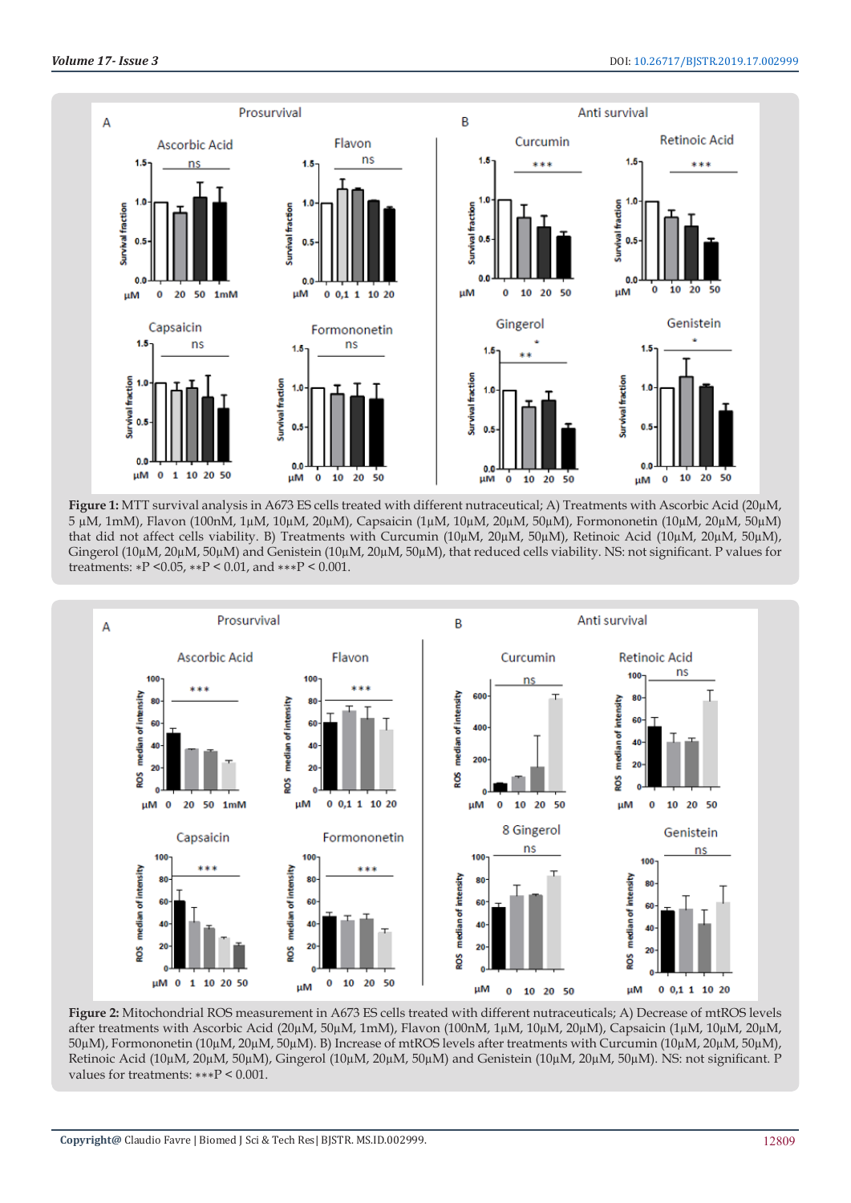**Figure 1:** MTT survival analysis in A673 ES cells treated with different nutraceutical; A) Treatments with Ascorbic Acid (20µM, 5 µM, 1mM), Flavon (100nM, 1µM, 10µM, 20µM), Capsaicin (1µM, 10µM, 20µM, 50µM), Formononetin (10µM, 20µM, 50µM) that did not affect cells viability. B) Treatments with Curcumin (10µM, 20µM, 50µM), Retinoic Acid (10µM, 20µM, 50µM), Gingerol (10µM, 20µM, 50µM) and Genistein (10µM, 20µM, 50µM), that reduced cells viability. NS: not significant. P values for treatments: ∗P <0.05, ∗∗P < 0.01, and ∗∗∗P < 0.001.

**Figure 2:** Mitochondrial ROS measurement in A673 ES cells treated with different nutraceuticals; A) Decrease of mtROS levels after treatments with Ascorbic Acid (20µM, 50µM, 1mM), Flavon (100nM, 1µM, 10µM, 20µM), Capsaicin (1µM, 10µM, 20µM, 50µM), Formononetin (10µM, 20µM, 50µM). B) Increase of mtROS levels after treatments with Curcumin (10µM, 20µM, 50µM), Retinoic Acid (10µM, 20µM, 50µM), Gingerol (10µM, 20µM, 50µM) and Genistein (10µM, 20µM, 50µM). NS: not significant. P values for treatments: ∗∗∗P < 0.001.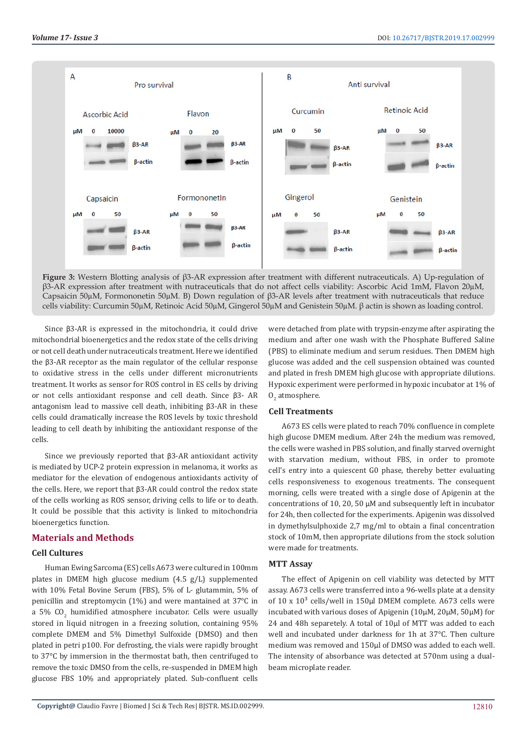**Figure 3:** Western Blotting analysis of β3-AR expression after treatment with different nutraceuticals. A) Up-regulation of β3-AR expression after treatment with nutraceuticals that do not affect cells viability: Ascorbic Acid 1mM, Flavon 20µM, Capsaicin 50µM, Formononetin 50µM. B) Down regulation of β3-AR levels after treatment with nutraceuticals that reduce cells viability: Curcumin 50µM, Retinoic Acid 50µM, Gingerol 50µM and Genistein 50µM. β actin is shown as loading control.

Since β3-AR is expressed in the mitochondria, it could drive mitochondrial bioenergetics and the redox state of the cells driving or not cell death under nutraceuticals treatment. Here we identified the β3-AR receptor as the main regulator of the cellular response to oxidative stress in the cells under different micronutrients treatment. It works as sensor for ROS control in ES cells by driving or not cells antioxidant response and cell death. Since β3- AR antagonism lead to massive cell death, inhibiting β3-AR in these cells could dramatically increase the ROS levels by toxic threshold leading to cell death by inhibiting the antioxidant response of the cells.

Since we previously reported that β3-AR antioxidant activity is mediated by UCP-2 protein expression in melanoma, it works as mediator for the elevation of endogenous antioxidants activity of the cells. Here, we report that β3-AR could control the redox state of the cells working as ROS sensor, driving cells to life or to death. It could be possible that this activity is linked to mitochondria bioenergetics function.

## Materials and Methods

### Cell Cultures

Human Ewing Sarcoma (ES) cells A673 were cultured in 100mm plates in DMEM high glucose medium (4.5 g/L) supplemented with 10% Fetal Bovine Serum (FBS), 5% of L- glutammin, 5% of penicillin and streptomycin (1%) and were mantained at 37°C in a 5% $CO_2$ humidified atmosphere incubator. Cells were usually stored in liquid nitrogen in a freezing solution, containing 95% complete DMEM and 5% Dimethyl Sulfoxide (DMSO) and then plated in petri p100. For defrosting, the vials were rapidly brought to 37°C by immersion in the thermostat bath, then centrifuged to remove the toxic DMSO from the cells, re-suspended in DMEM high glucose FBS 10% and appropriately plated. Sub-confluent cells were detached from plate with trypsin-enzyme after aspirating the medium and after one wash with the Phosphate Buffered Saline (PBS) to eliminate medium and serum residues. Then DMEM high glucose was added and the cell suspension obtained was counted and plated in fresh DMEM high glucose with appropriate dilutions. Hypoxic experiment were performed in hypoxic incubator at 1% of $O_2$ atmosphere.

### Cell Treatments

A673 ES cells were plated to reach 70% confluence in complete high glucose DMEM medium. After 24h the medium was removed, the cells were washed in PBS solution, and finally starved overnight with starvation medium, without FBS, in order to promote cell's entry into a quiescent G0 phase, thereby better evaluating cells responsiveness to exogenous treatments. The consequent morning, cells were treated with a single dose of Apigenin at the concentrations of 10, 20, 50 µM and subsequently left in incubator for 24h, then collected for the experiments. Apigenin was dissolved in dymethylsulphoxide 2,7 mg/ml to obtain a final concentration stock of 10mM, then appropriate dilutions from the stock solution were made for treatments.

### MTT Assay

The effect of Apigenin on cell viability was detected by MTT assay. A673 cells were transferred into a 96-wells plate at a density of 10 x $10^3$ cells/well in 150µl DMEM complete. A673 cells were incubated with various doses of Apigenin (10µM, 20µM, 50µM) for 24 and 48h separetely. A total of 10µl of MTT was added to each well and incubated under darkness for 1h at 37°C. Then culture medium was removed and 150µl of DMSO was added to each well. The intensity of absorbance was detected at 570nm using a dual-beam microplate reader.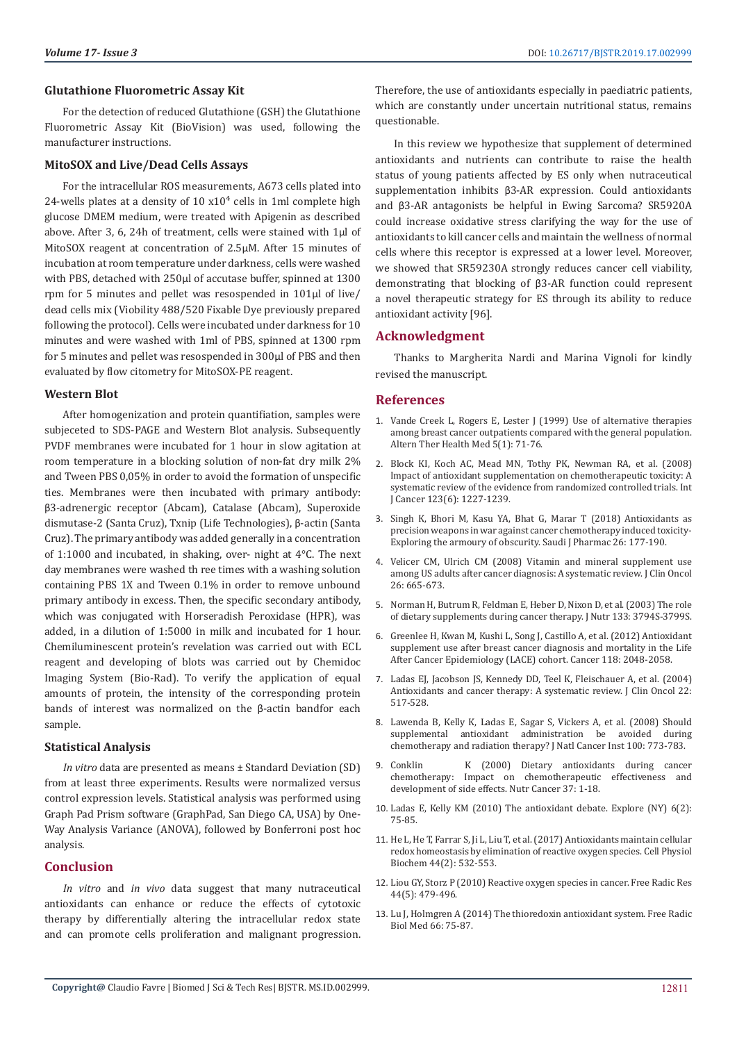### Glutathione Fluorometric Assay Kit

For the detection of reduced Glutathione (GSH) the Glutathione Fluorometric Assay Kit (BioVision) was used, following the manufacturer instructions.

### MitoSOX and Live/Dead Cells Assays

For the intracellular ROS measurements, A673 cells plated into 24-wells plates at a density of 10 x$10^4$ cells in 1ml complete high glucose DMEM medium, were treated with Apigenin as described above. After 3, 6, 24h of treatment, cells were stained with 1μl of MitoSOX reagent at concentration of 2.5μM. After 15 minutes of incubation at room temperature under darkness, cells were washed with PBS, detached with 250μl of accutase buffer, spinned at 1300 rpm for 5 minutes and pellet was resospended in 101μl of live/dead cells mix (Viobility 488/520 Fixable Dye previously prepared following the protocol). Cells were incubated under darkness for 10 minutes and were washed with 1ml of PBS, spinned at 1300 rpm for 5 minutes and pellet was resospended in 300μl of PBS and then evaluated by flow citometry for MitoSOX-PE reagent.

### Western Blot

After homogenization and protein quantifiation, samples were subjeceted to SDS-PAGE and Western Blot analysis. Subsequently PVDF membranes were incubated for 1 hour in slow agitation at room temperature in a blocking solution of non-fat dry milk 2% and Tween PBS 0,05% in order to avoid the formation of unspecific ties. Membranes were then incubated with primary antibody: β3-adrenergic receptor (Abcam), Catalase (Abcam), Superoxide dismutase-2 (Santa Cruz), Txnip (Life Technologies), β-actin (Santa Cruz). The primary antibody was added generally in a concentration of 1:1000 and incubated, in shaking, over- night at 4°C. The next day membranes were washed th ree times with a washing solution containing PBS 1X and Tween 0.1% in order to remove unbound primary antibody in excess. Then, the specific secondary antibody, which was conjugated with Horseradish Peroxidase (HPR), was added, in a dilution of 1:5000 in milk and incubated for 1 hour. Chemiluminescent protein's revelation was carried out with ECL reagent and developing of blots was carried out by Chemidoc Imaging System (Bio-Rad). To verify the application of equal amounts of protein, the intensity of the corresponding protein bands of interest was normalized on the β-actin bandfor each sample.

### Statistical Analysis

*In vitro* data are presented as means ± Standard Deviation (SD) from at least three experiments. Results were normalized versus control expression levels. Statistical analysis was performed using Graph Pad Prism software (GraphPad, San Diego CA, USA) by One-Way Analysis Variance (ANOVA), followed by Bonferroni post hoc analysis.

## Conclusion

*In vitro* and *in vivo* data suggest that many nutraceutical antioxidants can enhance or reduce the effects of cytotoxic therapy by differentially altering the intracellular redox state and can promote cells proliferation and malignant progression. Therefore, the use of antioxidants especially in paediatric patients, which are constantly under uncertain nutritional status, remains questionable.

In this review we hypothesize that supplement of determined antioxidants and nutrients can contribute to raise the health status of young patients affected by ES only when nutraceutical supplementation inhibits β3-AR expression. Could antioxidants and β3-AR antagonists be helpful in Ewing Sarcoma? SR5920A could increase oxidative stress clarifying the way for the use of antioxidants to kill cancer cells and maintain the wellness of normal cells where this receptor is expressed at a lower level. Moreover, we showed that SR59230A strongly reduces cancer cell viability, demonstrating that blocking of β3-AR function could represent a novel therapeutic strategy for ES through its ability to reduce antioxidant activity [96].

## Acknowledgment

Thanks to Margherita Nardi and Marina Vignoli for kindly revised the manuscript.

## References

1. Vande Creek L, Rogers E, Lester J (1999) Use of alternative therapies among breast cancer outpatients compared with the general population. Altern Ther Health Med 5(1): 71-76.
2. Block KI, Koch AC, Mead MN, Tothy PK, Newman RA, et al. (2008) Impact of antioxidant supplementation on chemotherapeutic toxicity: A systematic review of the evidence from randomized controlled trials. Int J Cancer 123(6): 1227-1239.
3. Singh K, Bhori M, Kasu YA, Bhat G, Marar T (2018) Antioxidants as precision weapons in war against cancer chemotherapy induced toxicity- Exploring the armoury of obscurity. Saudi J Pharmac 26: 177-190.
4. Velicer CM, Ulrich CM (2008) Vitamin and mineral supplement use among US adults after cancer diagnosis: A systematic review. J Clin Oncol 26: 665-673.
5. Norman H, Butrum R, Feldman E, Heber D, Nixon D, et al. (2003) The role of dietary supplements during cancer therapy. J Nutr 133: 3794S-3799S.
6. Greenlee H, Kwan M, Kushi L, Song J, Castillo A, et al. (2012) Antioxidant supplement use after breast cancer diagnosis and mortality in the Life After Cancer Epidemiology (LACE) cohort. Cancer 118: 2048-2058.
7. Ladas EJ, Jacobson JS, Kennedy DD, Teel K, Fleischauer A, et al. (2004) Antioxidants and cancer therapy: A systematic review. J Clin Oncol 22: 517-528.
8. Lawenda B, Kelly K, Ladas E, Sagar S, Vickers A, et al. (2008) Should supplemental antioxidant administration be avoided during chemotherapy and radiation therapy? J Natl Cancer Inst 100: 773-783.
9. Conklin K (2000) Dietary antioxidants during cancer chemotherapy: Impact on chemotherapeutic effectiveness and development of side effects. Nutr Cancer 37: 1-18.
10. Ladas E, Kelly KM (2010) The antioxidant debate. Explore (NY) 6(2): 75-85.
11. He L, He T, Farrar S, Ji L, Liu T, et al. (2017) Antioxidants maintain cellular redox homeostasis by elimination of reactive oxygen species. Cell Physiol Biochem 44(2): 532-553.
12. Liou GY, Storz P (2010) Reactive oxygen species in cancer. Free Radic Res 44(5): 479-496.
13. Lu J, Holmgren A (2014) The thioredoxin antioxidant system. Free Radic Biol Med 66: 75-87.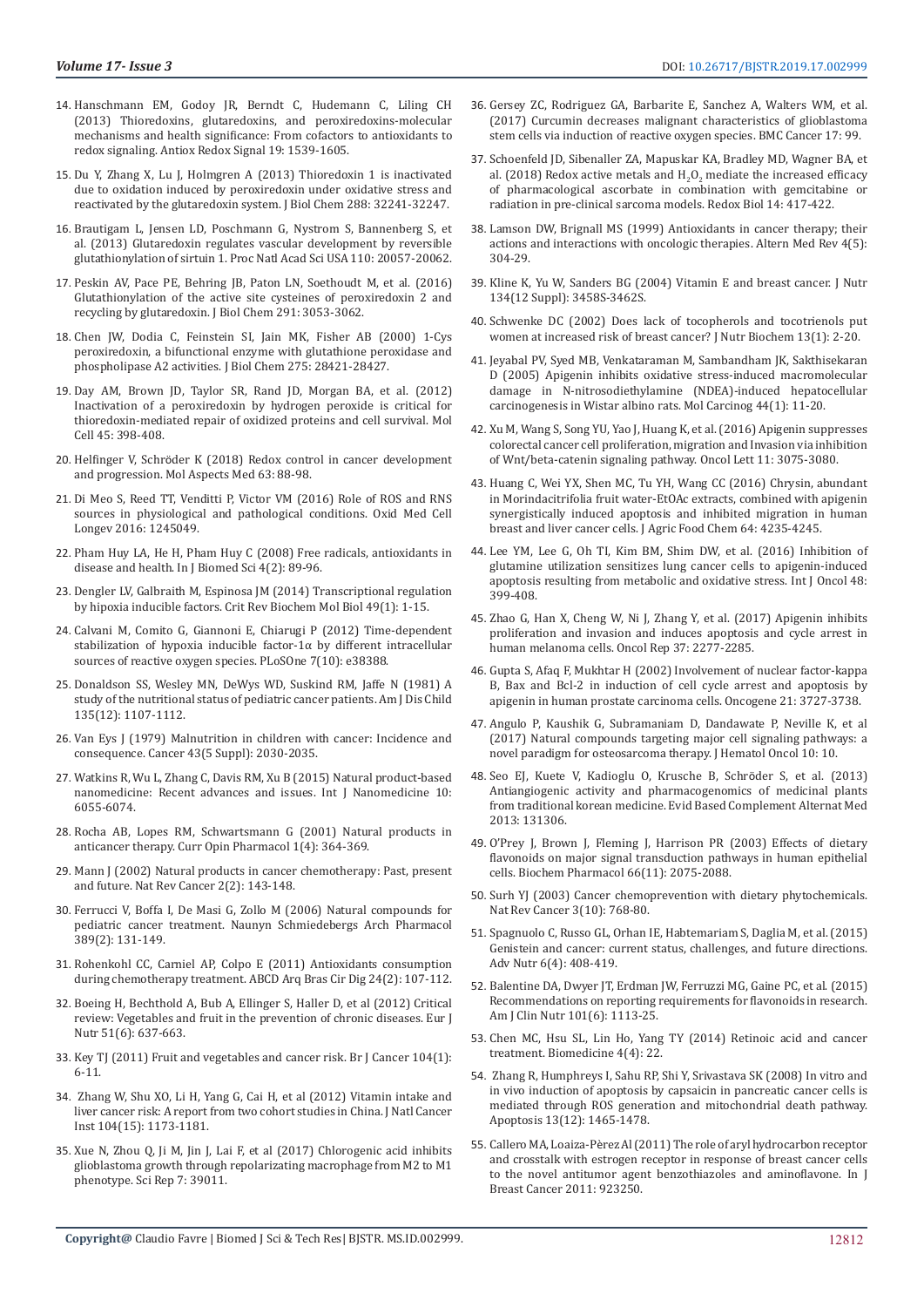14. Hanschmann EM, Godoy JR, Berndt C, Hudemann C, Liling CH (2013) Thioredoxins, glutaredoxins, and peroxiredoxins-molecular mechanisms and health significance: From cofactors to antioxidants to redox signaling. Antiox Redox Signal 19: 1539-1605.

15. Du Y, Zhang X, Lu J, Holmgren A (2013) Thioredoxin 1 is inactivated due to oxidation induced by peroxiredoxin under oxidative stress and reactivated by the glutaredoxin system. J Biol Chem 288: 32241-32247.

16. Brautigam L, Jensen LD, Poschmann G, Nystrom S, Bannenberg S, et al. (2013) Glutaredoxin regulates vascular development by reversible glutathionylation of sirtuin 1. Proc Natl Acad Sci USA 110: 20057-20062.

17. Peskin AV, Pace PE, Behring JB, Paton LN, Soethoudt M, et al. (2016) Glutathionylation of the active site cysteines of peroxiredoxin 2 and recycling by glutaredoxin. J Biol Chem 291: 3053-3062.

18. Chen JW, Dodia C, Feinstein SI, Jain MK, Fisher AB (2000) 1-Cys peroxiredoxin, a bifunctional enzyme with glutathione peroxidase and phospholipase A2 activities. J Biol Chem 275: 28421-28427.

19. Day AM, Brown JD, Taylor SR, Rand JD, Morgan BA, et al. (2012) Inactivation of a peroxiredoxin by hydrogen peroxide is critical for thioredoxin-mediated repair of oxidized proteins and cell survival. Mol Cell 45: 398-408.

20. Helfinger V, Schröder K (2018) Redox control in cancer development and progression. Mol Aspects Med 63: 88-98.

21. Di Meo S, Reed TT, Venditti P, Victor VM (2016) Role of ROS and RNS sources in physiological and pathological conditions. Oxid Med Cell Longev 2016: 1245049.

22. Pham Huy LA, He H, Pham Huy C (2008) Free radicals, antioxidants in disease and health. In J Biomed Sci 4(2): 89-96.

23. Dengler LV, Galbraith M, Espinosa JM (2014) Transcriptional regulation by hipoxia inducible factors. Crit Rev Biochem Mol Biol 49(1): 1-15.

24. Calvani M, Comito G, Giannoni E, Chiarugi P (2012) Time-dependent stabilization of hypoxia inducible factor-1α by different intracellular sources of reactive oxygen species. PLoSOne 7(10): e38388.

25. Donaldson SS, Wesley MN, DeWys WD, Suskind RM, Jaffe N (1981) A study of the nutritional status of pediatric cancer patients. Am J Dis Child 135(12): 1107-1112.

26. Van Eys J (1979) Malnutrition in children with cancer: Incidence and consequence. Cancer 43(5 Suppl): 2030-2035.

27. Watkins R, Wu L, Zhang C, Davis RM, Xu B (2015) Natural product-based nanomedicine: Recent advances and issues. Int J Nanomedicine 10: 6055-6074.

28. Rocha AB, Lopes RM, Schwartsmann G (2001) Natural products in anticancer therapy. Curr Opin Pharmacol 1(4): 364-369.

29. Mann J (2002) Natural products in cancer chemotherapy: Past, present and future. Nat Rev Cancer 2(2): 143-148.

30. Ferrucci V, Boffa I, De Masi G, Zollo M (2006) Natural compounds for pediatric cancer treatment. Naunyn Schmiedebergs Arch Pharmacol 389(2): 131-149.

31. Rohenkohl CC, Carniel AP, Colpo E (2011) Antioxidants consumption during chemotherapy treatment. ABCD Arq Bras Cir Dig 24(2): 107-112.

32. Boeing H, Bechthold A, Bub A, Ellinger S, Haller D, et al (2012) Critical review: Vegetables and fruit in the prevention of chronic diseases. Eur J Nutr 51(6): 637-663.

33. Key TJ (2011) Fruit and vegetables and cancer risk. Br J Cancer 104(1): 6-11.

34. Zhang W, Shu XO, Li H, Yang G, Cai H, et al (2012) Vitamin intake and liver cancer risk: A report from two cohort studies in China. J Natl Cancer Inst 104(15): 1173-1181.

35. Xue N, Zhou Q, Ji M, Jin J, Lai F, et al (2017) Chlorogenic acid inhibits glioblastoma growth through repolarizating macrophage from M2 to M1 phenotype. Sci Rep 7: 39011.

36. Gersey ZC, Rodriguez GA, Barbarite E, Sanchez A, Walters WM, et al. (2017) Curcumin decreases malignant characteristics of glioblastoma stem cells via induction of reactive oxygen species. BMC Cancer 17: 99.

37. Schoenfeld JD, Sibenaller ZA, Mapuskar KA, Bradley MD, Wagner BA, et al. (2018) Redox active metals and $H_2O_2$ mediate the increased efficacy of pharmacological ascorbate in combination with gemcitabine or radiation in pre-clinical sarcoma models. Redox Biol 14: 417-422.

38. Lamson DW, Brignall MS (1999) Antioxidants in cancer therapy; their actions and interactions with oncologic therapies. Altern Med Rev 4(5): 304-29.

39. Kline K, Yu W, Sanders BG (2004) Vitamin E and breast cancer. J Nutr 134(12 Suppl): 3458S-3462S.

40. Schwenke DC (2002) Does lack of tocopherols and tocotrienols put women at increased risk of breast cancer? J Nutr Biochem 13(1): 2-20.

41. Jeyabal PV, Syed MB, Venkataraman M, Sambandham JK, Sakthisekaran D (2005) Apigenin inhibits oxidative stress-induced macromolecular damage in N-nitrosodiethylamine (NDEA)-induced hepatocellular carcinogenesis in Wistar albino rats. Mol Carcinog 44(1): 11-20.

42. Xu M, Wang S, Song YU, Yao J, Huang K, et al. (2016) Apigenin suppresses colorectal cancer cell proliferation, migration and Invasion via inhibition of Wnt/beta-catenin signaling pathway. Oncol Lett 11: 3075-3080.

43. Huang C, Wei YX, Shen MC, Tu YH, Wang CC (2016) Chrysin, abundant in Morindacitrifolia fruit water-EtOAc extracts, combined with apigenin synergistically induced apoptosis and inhibited migration in human breast and liver cancer cells. J Agric Food Chem 64: 4235-4245.

44. Lee YM, Lee G, Oh TI, Kim BM, Shim DW, et al. (2016) Inhibition of glutamine utilization sensitizes lung cancer cells to apigenin-induced apoptosis resulting from metabolic and oxidative stress. Int J Oncol 48: 399-408.

45. Zhao G, Han X, Cheng W, Ni J, Zhang Y, et al. (2017) Apigenin inhibits proliferation and invasion and induces apoptosis and cycle arrest in human melanoma cells. Oncol Rep 37: 2277-2285.

46. Gupta S, Afaq F, Mukhtar H (2002) Involvement of nuclear factor-kappa B, Bax and Bcl-2 in induction of cell cycle arrest and apoptosis by apigenin in human prostate carcinoma cells. Oncogene 21: 3727-3738.

47. Angulo P, Kaushik G, Subramaniam D, Dandawate P, Neville K, et al (2017) Natural compounds targeting major cell signaling pathways: a novel paradigm for osteosarcoma therapy. J Hematol Oncol 10: 10.

48. Seo EJ, Kuete V, Kadioglu O, Krusche B, Schröder S, et al. (2013) Antiangiogenic activity and pharmacogenomics of medicinal plants from traditional korean medicine. Evid Based Complement Alternat Med 2013: 131306.

49. O'Prey J, Brown J, Fleming J, Harrison PR (2003) Effects of dietary flavonoids on major signal transduction pathways in human epithelial cells. Biochem Pharmacol 66(11): 2075-2088.

50. Surh YJ (2003) Cancer chemoprevention with dietary phytochemicals. Nat Rev Cancer 3(10): 768-80.

51. Spagnuolo C, Russo GL, Orhan IE, Habtemariam S, Daglia M, et al. (2015) Genistein and cancer: current status, challenges, and future directions. Adv Nutr 6(4): 408-419.

52. Balentine DA, Dwyer JT, Erdman JW, Ferruzzi MG, Gaine PC, et al. (2015) Recommendations on reporting requirements for flavonoids in research. Am J Clin Nutr 101(6): 1113-25.

53. Chen MC, Hsu SL, Lin Ho, Yang TY (2014) Retinoic acid and cancer treatment. Biomedicine 4(4): 22.

54. Zhang R, Humphreys I, Sahu RP, Shi Y, Srivastava SK (2008) In vitro and in vivo induction of apoptosis by capsaicin in pancreatic cancer cells is mediated through ROS generation and mitochondrial death pathway. Apoptosis 13(12): 1465-1478.

55. Callero MA, Loaiza-Pèrez AI (2011) The role of aryl hydrocarbon receptor and crosstalk with estrogen receptor in response of breast cancer cells to the novel antitumor agent benzothiazoles and aminoflavone. In J Breast Cancer 2011: 923250.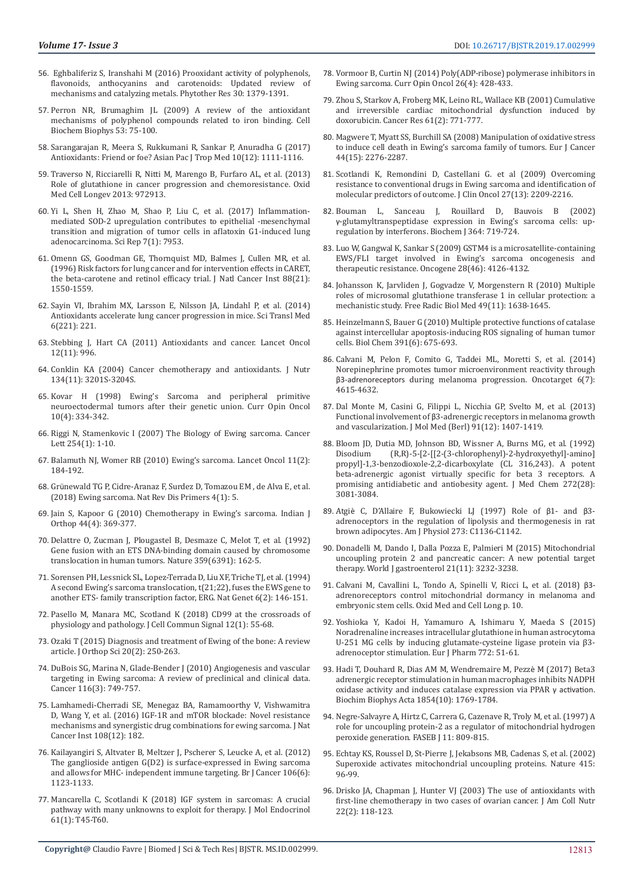56. Eghbaliferiz S, Iranshahi M (2016) Prooxidant activity of polyphenols, flavonoids, anthocyanins and carotenoids: Updated review of mechanisms and catalyzing metals. Phytother Res 30: 1379-1391.

57. Perron NR, Brumaghim JL (2009) A review of the antioxidant mechanisms of polyphenol compounds related to iron binding. Cell Biochem Biophys 53: 75-100.

58. Sarangarajan R, Meera S, Rukkumani R, Sankar P, Anuradha G (2017) Antioxidants: Friend or foe? Asian Pac J Trop Med 10(12): 1111-1116.

59. Traverso N, Ricciarelli R, Nitti M, Marengo B, Furfaro AL, et al. (2013) Role of glutathione in cancer progression and chemoresistance. Oxid Med Cell Longev 2013: 972913.

60. Yi L, Shen H, Zhao M, Shao P, Liu C, et al. (2017) Inflammation-mediated SOD-2 upregulation contributes to epithelial -mesenchymal transition and migration of tumor cells in aflatoxin G1-induced lung adenocarcinoma. Sci Rep 7(1): 7953.

61. Omenn GS, Goodman GE, Thornquist MD, Balmes J, Cullen MR, et al. (1996) Risk factors for lung cancer and for intervention effects in CARET, the beta-carotene and retinol efficacy trial. J Natl Cancer Inst 88(21): 1550-1559.

62. Sayin VI, Ibrahim MX, Larsson E, Nilsson JA, Lindahl P, et al. (2014) Antioxidants accelerate lung cancer progression in mice. Sci Transl Med 6(221): 221.

63. Stebbing J, Hart CA (2011) Antioxidants and cancer. Lancet Oncol 12(11): 996.

64. Conklin KA (2004) Cancer chemotherapy and antioxidants. J Nutr 134(11): 3201S-3204S.

65. Kovar H (1998) Ewing's Sarcoma and peripheral primitive neuroectodermal tumors after their genetic union. Curr Opin Oncol 10(4): 334-342.

66. Riggi N, Stamenkovic I (2007) The Biology of Ewing sarcoma. Cancer Lett 254(1): 1-10.

67. Balamuth NJ, Womer RB (2010) Ewing's sarcoma. Lancet Oncol 11(2): 184-192.

68. Grünewald TG P, Cidre-Aranaz F, Surdez D, Tomazou EM , de Alva E, et al. (2018) Ewing sarcoma. Nat Rev Dis Primers 4(1): 5.

69. Jain S, Kapoor G (2010) Chemotherapy in Ewing's sarcoma. Indian J Orthop 44(4): 369-377.

70. Delattre O, Zucman J, Plougastel B, Desmaze C, Melot T, et al. (1992) Gene fusion with an ETS DNA-binding domain caused by chromosome translocation in human tumors. Nature 359(6391): 162-5.

71. Sorensen PH, Lessnick SL, Lopez-Terrada D, Liu XF, Triche TJ, et al. (1994) A second Ewing's sarcoma translocation, t(21;22), fuses the EWS gene to another ETS- family transcription factor, ERG. Nat Genet 6(2): 146-151.

72. Pasello M, Manara MC, Scotland K (2018) CD99 at the crossroads of physiology and pathology. J Cell Commun Signal 12(1): 55-68.

73. Ozaki T (2015) Diagnosis and treatment of Ewing of the bone: A review article. J Orthop Sci 20(2): 250-263.

74. DuBois SG, Marina N, Glade-Bender J (2010) Angiogenesis and vascular targeting in Ewing sarcoma: A review of preclinical and clinical data. Cancer 116(3): 749-757.

75. Lamhamedi-Cherradi SE, Menegaz BA, Ramamoorthy V, Vishwamitra D, Wang Y, et al. (2016) IGF-1R and mTOR blockade: Novel resistance mechanisms and synergistic drug combinations for ewing sarcoma. J Nat Cancer Inst 108(12): 182.

76. Kailayangiri S, Altvater B, Meltzer J, Pscherer S, Leucke A, et al. (2012) The ganglioside antigen G(D2) is surface-expressed in Ewing sarcoma and allows for MHC- independent immune targeting. Br J Cancer 106(6): 1123-1133.

77. Mancarella C, Scotlandi K (2018) IGF system in sarcomas: A crucial pathway with many unknowns to exploit for therapy. J Mol Endocrinol 61(1): T45-T60.

78. Vormoor B, Curtin NJ (2014) Poly(ADP-ribose) polymerase inhibitors in Ewing sarcoma. Curr Opin Oncol 26(4): 428-433.

79. Zhou S, Starkov A, Froberg MK, Leino RL, Wallace KB (2001) Cumulative and irreversible cardiac mitochondrial dysfunction induced by doxorubicin. Cancer Res 61(2): 771-777.

80. Magwere T, Myatt SS, Burchill SA (2008) Manipulation of oxidative stress to induce cell death in Ewing's sarcoma family of tumors. Eur J Cancer 44(15): 2276-2287.

81. Scotlandi K, Remondini D, Castellani G. et al (2009) Overcoming resistance to conventional drugs in Ewing sarcoma and identification of molecular predictors of outcome. J Clin Oncol 27(13): 2209-2216.

82. Bouman L, Sanceau J, Rouillard D, Bauvois B (2002) γ-glutamyltranspeptidase expression in Ewing's sarcoma cells: up-regulation by interferons. Biochem J 364: 719-724.

83. Luo W, Gangwal K, Sankar S (2009) GSTM4 is a microsatellite-containing EWS/FLI target involved in Ewing's sarcoma oncogenesis and therapeutic resistance. Oncogene 28(46): 4126-4132.

84. Johansson K, Jarvliden J, Gogvadze V, Morgenstern R (2010) Multiple roles of microsomal glutathione transferase 1 in cellular protection: A mechanistic study. Free Radic Biol Med 49(11): 1638-1645.

85. Heinzelmann S, Bauer G (2010) Multiple protective functions of catalase against intercellular apoptosis-inducing ROS signaling of human tumor cells. Biol Chem 391(6): 675-693.

86. Calvani M, Pelon F, Comito G, Taddei ML, Moretti S, et al. (2014) Norepinephrine promotes tumor microenvironment reactivity through β3-adrenoreceptors during melanoma progression. Oncotarget 6(7): 4615-4632.

87. Dal Monte M, Casini G, Filippi L, Nicchia GP, Svelto M, et al. (2013) Functional involvement of β3-adrenergic receptors in melanoma growth and vascularization. J Mol Med (Berl) 91(12): 1407-1419.

88. Bloom JD, Dutia MD, Johnson BD, Wissner A, Burns MG, et al. (1992) Disodium (R,R)-5-[2-[[2-(3-chlorophenyl)-2-hydroxyethyl]-amino] propyl]-1,3-benzodioxole-2,2-dicarboxylate (CL 316,243). A potent beta-adrenergic agonist virtually specific for beta 3 receptors. A promising antidiabetic and antiobesity agent. J Med Chem 272(28): 3081-3084.

89. Atgiè C, D'Allaire F, Bukowiecki LJ (1997) Role of β1- and β3-adrenoceptors in the regulation of lipolysis and thermogenesis in rat brown adipocytes. Am J Physiol 273: C1136-C1142.

90. Donadelli M, Dando I, Dalla Pozza E, Palmieri M (2015) Mitochondrial uncoupling protein 2 and pancreatic cancer: A new potential target therapy. World J gastroenterol 21(11): 3232-3238.

91. Calvani M, Cavallini L, Tondo A, Spinelli V, Ricci L, et al. (2018) β3-adrenoreceptors control mitochondrial dormancy in melanoma and embryonic stem cells. Oxid Med and Cell Long p. 10.

92. Yoshioka Y, Kadoi H, Yamamuro A, Ishimaru Y, Maeda S (2015) Noradrenaline increases intracellular glutathione in human astrocytoma U-251 MG cells by inducing glutamate-cysteine ligase protein via β3-adrenoceptor stimulation. Eur J Pharm 772: 51-61.

93. Hadi T, Douhard R, Dias AM M, Wendremaire M, Pezzè M (2017) Beta3 adrenergic receptor stimulation in human macrophages inhibits NADPH oxidase activity and induces catalase expression via PPAR γ activation. Biochim Biophys Acta 1854(10): 1769-1784.

94. Negre-Salvayre A, Hirtz C, Carrera G, Cazenave R, Troly M, et al. (1997) A role for uncoupling protein-2 as a regulator of mitochondrial hydrogen peroxide generation. FASEB J 11: 809-815.

95. Echtay KS, Roussel D, St-Pierre J, Jekabsons MB, Cadenas S, et al. (2002) Superoxide activates mitochondrial uncoupling proteins. Nature 415: 96-99.

96. Drisko JA, Chapman J, Hunter VJ (2003) The use of antioxidants with first-line chemotherapy in two cases of ovarian cancer. J Am Coll Nutr 22(2): 118-123.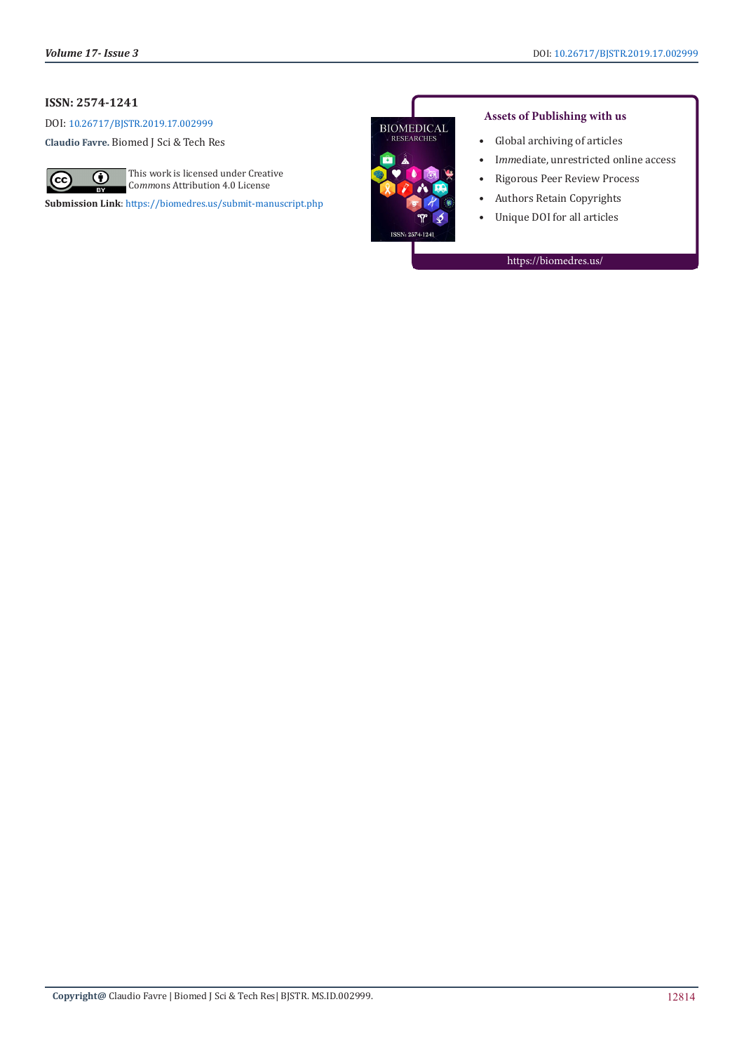**ISSN: 2574-1241**

DOI: 10.26717/BJSTR.2019.17.002999

**Claudio Favre.** Biomed J Sci & Tech Res

This work is licensed under Creative Commons Attribution 4.0 License

**Submission Link**: https://biomedres.us/submit-manuscript.php

### Assets of Publishing with us

- Global archiving of articles
- Immediate, unrestricted online access
- Rigorous Peer Review Process
- Authors Retain Copyrights
- Unique DOI for all articles

https://biomedres.us/

**Copyright@** Claudio Favre | Biomed J Sci & Tech Res| BJSTR. MS.ID.002999.